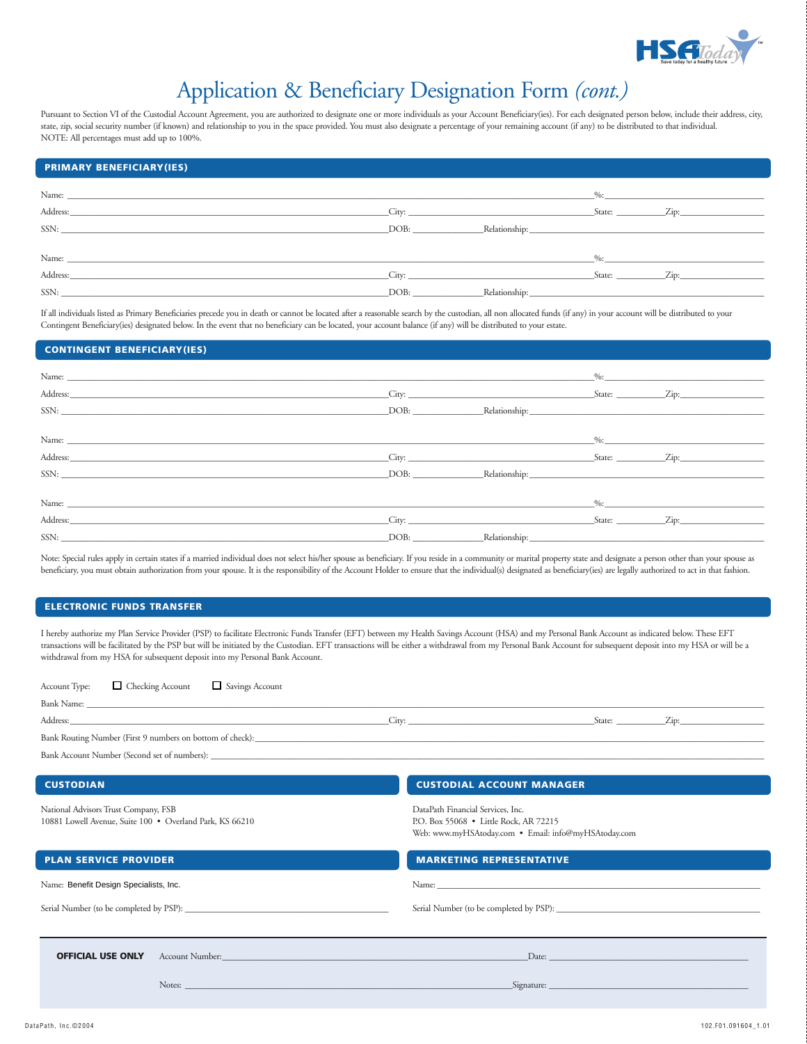# Application & Beneficiary Designation Form *(cont.)*

Pursuant to Section VI of the Custodial Account Agreement, you are authorized to designate one or more individuals as your Account Beneficiary(ies). For each designated person below, include their address, city, state, zip, social security number (if known) and relationship to you in the space provided. You must also designate a percentage of your remaining account (if any) to be distributed to that individual. NOTE: All percentages must add up to 100%.

## PRIMARY BENEFICIARY(IES)

Name: ______________________________ %: __________

Address: ______________________ City: ______________ State: ______ Zip: __________

SSN: ______________________ DOB: __________ Relationship: ______________

Name: ______________________________ %: __________

Address: ______________________ City: ______________ State: ______ Zip: __________

SSN: ______________________ DOB: __________ Relationship: ______________

If all individuals listed as Primary Beneficiaries precede you in death or cannot be located after a reasonable search by the custodian, all non allocated funds (if any) in your account will be distributed to your Contingent Beneficiary(ies) designated below. In the event that no beneficiary can be located, your account balance (if any) will be distributed to your estate.

## CONTINGENT BENEFICIARY(IES)

Name: ______________________________ %: __________

Address: ______________________ City: ______________ State: ______ Zip: __________

SSN: ______________________ DOB: __________ Relationship: ______________

Name: ______________________________ %: __________

Address: ______________________ City: ______________ State: ______ Zip: __________

SSN: ______________________ DOB: __________ Relationship: ______________

Name: ______________________________ %: __________

Address: ______________________ City: ______________ State: ______ Zip: __________

SSN: ______________________ DOB: __________ Relationship: ______________

Note: Special rules apply in certain states if a married individual does not select his/her spouse as beneficiary. If you reside in a community or marital property state and designate a person other than your spouse as beneficiary, you must obtain authorization from your spouse. It is the responsibility of the Account Holder to ensure that the individual(s) designated as beneficiary(ies) are legally authorized to act in that fashion.

## ELECTRONIC FUNDS TRANSFER

I hereby authorize my Plan Service Provider (PSP) to facilitate Electronic Funds Transfer (EFT) between my Health Savings Account (HSA) and my Personal Bank Account as indicated below. These EFT transactions will be facilitated by the PSP but will be initiated by the Custodian. EFT transactions will be either a withdrawal from my Personal Bank Account for subsequent deposit into my HSA or will be a withdrawal from my HSA for subsequent deposit into my Personal Bank Account.

Account Type: ☐ Checking Account ☐ Savings Account

Bank Name: ______________________________

Address: ______________________ City: ______________ State: ______ Zip: __________

Bank Routing Number (First 9 numbers on bottom of check): ______________________________

Bank Account Number (Second set of numbers): ______________________________

## CUSTODIAN

National Advisors Trust Company, FSB
10881 Lowell Avenue, Suite 100 • Overland Park, KS 66210

## CUSTODIAL ACCOUNT MANAGER

DataPath Financial Services, Inc.
P.O. Box 55068 • Little Rock, AR 72215
Web: www.myHSAtoday.com • Email: info@myHSAtoday.com

## PLAN SERVICE PROVIDER

Name: Benefit Design Specialists, Inc.

Serial Number (to be completed by PSP): ______________________________

## MARKETING REPRESENTATIVE

Name: ______________________________

Serial Number (to be completed by PSP): ______________________________

**OFFICIAL USE ONLY**

Account Number: ______________________________ Date: ______________________________

Notes: ______________________________ Signature: ______________________________

DataPath, Inc.©2004

102.F01.091604_1.01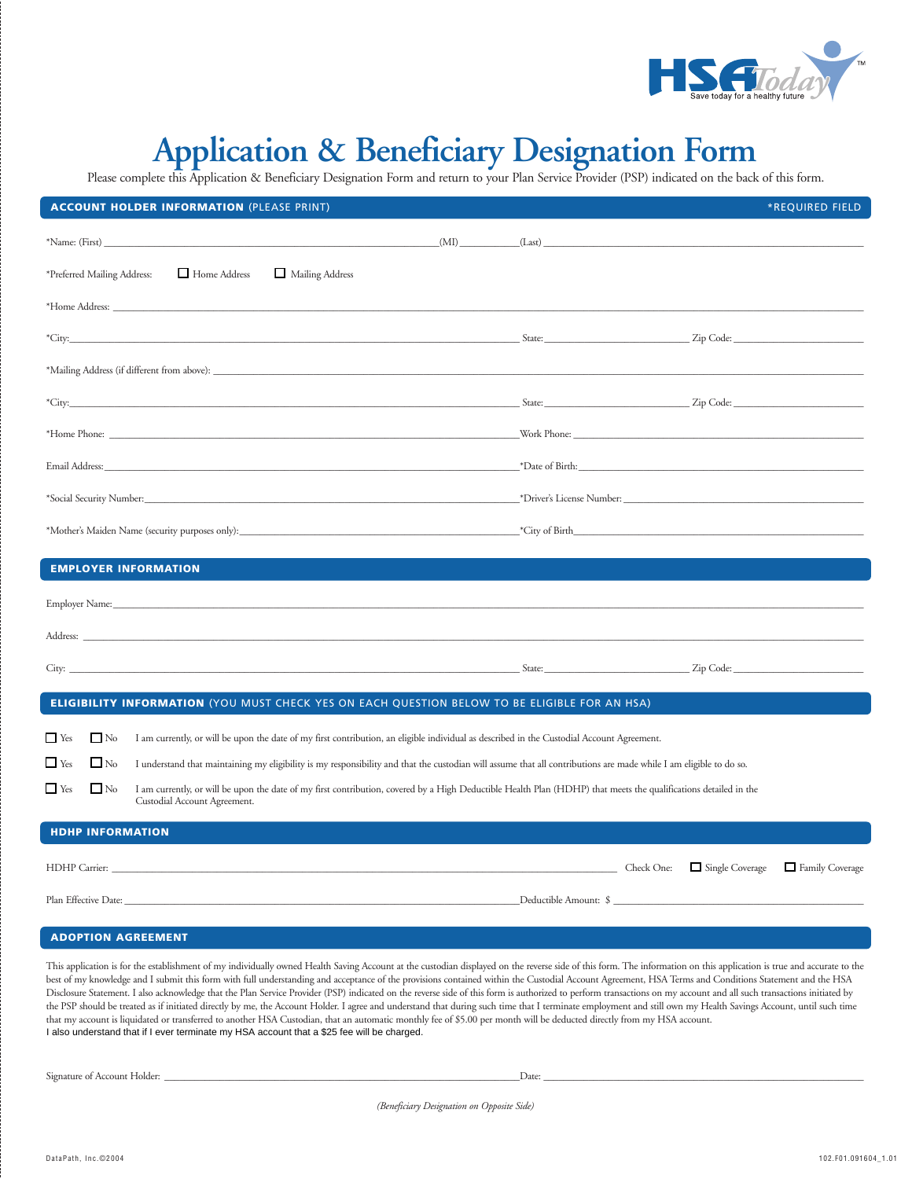HSAToday
Save today for a healthy future ™

# Application & Beneficiary Designation Form

Please complete this Application & Beneficiary Designation Form and return to your Plan Service Provider (PSP) indicated on the back of this form.

## ACCOUNT HOLDER INFORMATION (PLEASE PRINT) *REQUIRED FIELD

*Name: (First) ____________________ (MI) ________ (Last) ____________________

*Preferred Mailing Address: ☐ Home Address ☐ Mailing Address

*Home Address: ____________________

*City: ____________________ State: ____________ Zip Code: ____________

*Mailing Address (if different from above): ____________________

*City: ____________________ State: ____________ Zip Code: ____________

*Home Phone: ____________________ Work Phone: ____________________

Email Address: ____________________ *Date of Birth: ____________________

*Social Security Number: ____________________ *Driver's License Number: ____________________

*Mother's Maiden Name (security purposes only): ____________________ *City of Birth ____________________

## EMPLOYER INFORMATION

Employer Name: ____________________

Address: ____________________

City: ____________________ State: ____________ Zip Code: ____________

## ELIGIBILITY INFORMATION (YOU MUST CHECK YES ON EACH QUESTION BELOW TO BE ELIGIBLE FOR AN HSA)

☐ Yes ☐ No I am currently, or will be upon the date of my first contribution, an eligible individual as described in the Custodial Account Agreement.

☐ Yes ☐ No I understand that maintaining my eligibility is my responsibility and that the custodian will assume that all contributions are made while I am eligible to do so.

☐ Yes ☐ No I am currently, or will be upon the date of my first contribution, covered by a High Deductible Health Plan (HDHP) that meets the qualifications detailed in the Custodial Account Agreement.

## HDHP INFORMATION

HDHP Carrier: ____________________ Check One: ☐ Single Coverage ☐ Family Coverage

Plan Effective Date: ____________________ Deductible Amount: $ ____________________

## ADOPTION AGREEMENT

This application is for the establishment of my individually owned Health Saving Account at the custodian displayed on the reverse side of this form. The information on this application is true and accurate to the best of my knowledge and I submit this form with full understanding and acceptance of the provisions contained within the Custodial Account Agreement, HSA Terms and Conditions Statement and the HSA Disclosure Statement. I also acknowledge that the Plan Service Provider (PSP) indicated on the reverse side of this form is authorized to perform transactions on my account and all such transactions initiated by the PSP should be treated as if initiated directly by me, the Account Holder. I agree and understand that during such time that I terminate employment and still own my Health Savings Account, until such time that my account is liquidated or transferred to another HSA Custodian, that an automatic monthly fee of $5.00 per month will be deducted directly from my HSA account.
I also understand that if I ever terminate my HSA account that a $25 fee will be charged.

Signature of Account Holder: ____________________ Date: ____________________

*(Beneficiary Designation on Opposite Side)*

DataPath, Inc.©2004 102.F01.091604_1.01